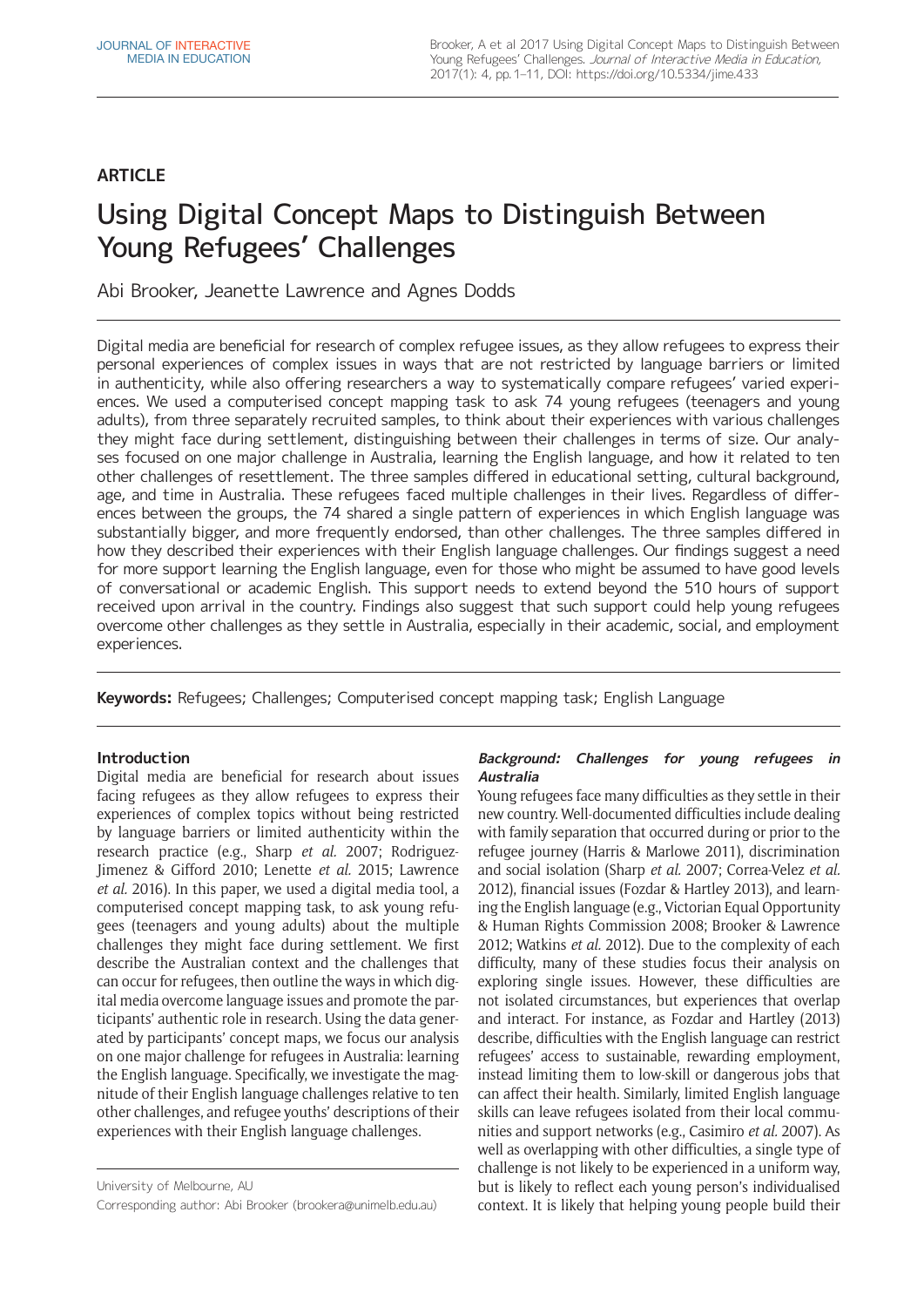## ARTICLE

# Using Digital Concept Maps to Distinguish Between Young Refugees' Challenges

Abi Brooker, Jeanette Lawrence and Agnes Dodds

Digital media are beneficial for research of complex refugee issues, as they allow refugees to express their personal experiences of complex issues in ways that are not restricted by language barriers or limited in authenticity, while also offering researchers a way to systematically compare refugees' varied experiences. We used a computerised concept mapping task to ask 74 young refugees (teenagers and young adults), from three separately recruited samples, to think about their experiences with various challenges they might face during settlement, distinguishing between their challenges in terms of size. Our analyses focused on one major challenge in Australia, learning the English language, and how it related to ten other challenges of resettlement. The three samples differed in educational setting, cultural background, age, and time in Australia. These refugees faced multiple challenges in their lives. Regardless of differences between the groups, the 74 shared a single pattern of experiences in which English language was substantially bigger, and more frequently endorsed, than other challenges. The three samples differed in how they described their experiences with their English language challenges. Our findings suggest a need for more support learning the English language, even for those who might be assumed to have good levels of conversational or academic English. This support needs to extend beyond the 510 hours of support received upon arrival in the country. Findings also suggest that such support could help young refugees overcome other challenges as they settle in Australia, especially in their academic, social, and employment experiences.

**Keywords:** Refugees; Challenges; Computerised concept mapping task; English Language

### Introduction

Digital media are beneficial for research about issues facing refugees as they allow refugees to express their experiences of complex topics without being restricted by language barriers or limited authenticity within the research practice (e.g., Sharp *et al.* 2007; Rodriguez-Jimenez & Gifford 2010; Lenette *et al.* 2015; Lawrence *et al.* 2016). In this paper, we used a digital media tool, a computerised concept mapping task, to ask young refugees (teenagers and young adults) about the multiple challenges they might face during settlement. We first describe the Australian context and the challenges that can occur for refugees, then outline the ways in which digital media overcome language issues and promote the participants' authentic role in research. Using the data generated by participants' concept maps, we focus our analysis on one major challenge for refugees in Australia: learning the English language. Specifically, we investigate the magnitude of their English language challenges relative to ten other challenges, and refugee youths' descriptions of their experiences with their English language challenges.

University of Melbourne, AU

Corresponding author: Abi Brooker (brookera@unimelb.edu.au)

#### *Background: Challenges for young refugees in Australia*

Young refugees face many difficulties as they settle in their new country. Well-documented difficulties include dealing with family separation that occurred during or prior to the refugee journey (Harris & Marlowe 2011), discrimination and social isolation (Sharp *et al.* 2007; Correa-Velez *et al.* 2012), financial issues (Fozdar & Hartley 2013), and learning the English language (e.g., Victorian Equal Opportunity & Human Rights Commission 2008; Brooker & Lawrence 2012; Watkins *et al.* 2012). Due to the complexity of each difficulty, many of these studies focus their analysis on exploring single issues. However, these difficulties are not isolated circumstances, but experiences that overlap and interact. For instance, as Fozdar and Hartley (2013) describe, difficulties with the English language can restrict refugees' access to sustainable, rewarding employment, instead limiting them to low-skill or dangerous jobs that can affect their health. Similarly, limited English language skills can leave refugees isolated from their local communities and support networks (e.g., Casimiro *et al.* 2007). As well as overlapping with other difficulties, a single type of challenge is not likely to be experienced in a uniform way, but is likely to reflect each young person's individualised context. It is likely that helping young people build their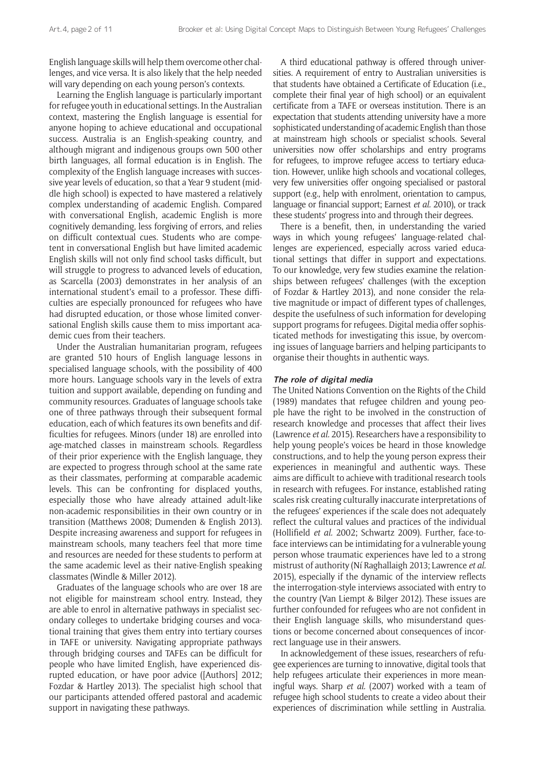English language skills will help them overcome other challenges, and vice versa. It is also likely that the help needed will vary depending on each young person's contexts.

Learning the English language is particularly important for refugee youth in educational settings. In the Australian context, mastering the English language is essential for anyone hoping to achieve educational and occupational success. Australia is an English-speaking country, and although migrant and indigenous groups own 500 other birth languages, all formal education is in English. The complexity of the English language increases with successive year levels of education, so that a Year 9 student (middle high school) is expected to have mastered a relatively complex understanding of academic English. Compared with conversational English, academic English is more cognitively demanding, less forgiving of errors, and relies on difficult contextual cues. Students who are competent in conversational English but have limited academic English skills will not only find school tasks difficult, but will struggle to progress to advanced levels of education, as Scarcella (2003) demonstrates in her analysis of an international student's email to a professor. These difficulties are especially pronounced for refugees who have had disrupted education, or those whose limited conversational English skills cause them to miss important academic cues from their teachers.

Under the Australian humanitarian program, refugees are granted 510 hours of English language lessons in specialised language schools, with the possibility of 400 more hours. Language schools vary in the levels of extra tuition and support available, depending on funding and community resources. Graduates of language schools take one of three pathways through their subsequent formal education, each of which features its own benefits and difficulties for refugees. Minors (under 18) are enrolled into age-matched classes in mainstream schools. Regardless of their prior experience with the English language, they are expected to progress through school at the same rate as their classmates, performing at comparable academic levels. This can be confronting for displaced youths, especially those who have already attained adult-like non-academic responsibilities in their own country or in transition (Matthews 2008; Dumenden & English 2013). Despite increasing awareness and support for refugees in mainstream schools, many teachers feel that more time and resources are needed for these students to perform at the same academic level as their native-English speaking classmates (Windle & Miller 2012).

Graduates of the language schools who are over 18 are not eligible for mainstream school entry. Instead, they are able to enrol in alternative pathways in specialist secondary colleges to undertake bridging courses and vocational training that gives them entry into tertiary courses in TAFE or university. Navigating appropriate pathways through bridging courses and TAFEs can be difficult for people who have limited English, have experienced disrupted education, or have poor advice ([Authors] 2012; Fozdar & Hartley 2013). The specialist high school that our participants attended offered pastoral and academic support in navigating these pathways.

A third educational pathway is offered through universities. A requirement of entry to Australian universities is that students have obtained a Certificate of Education (i.e., complete their final year of high school) or an equivalent certificate from a TAFE or overseas institution. There is an expectation that students attending university have a more sophisticated understanding of academic English than those at mainstream high schools or specialist schools. Several universities now offer scholarships and entry programs for refugees, to improve refugee access to tertiary education. However, unlike high schools and vocational colleges, very few universities offer ongoing specialised or pastoral support (e.g., help with enrolment, orientation to campus, language or financial support; Earnest *et al.* 2010), or track these students' progress into and through their degrees.

There is a benefit, then, in understanding the varied ways in which young refugees' language-related challenges are experienced, especially across varied educational settings that differ in support and expectations. To our knowledge, very few studies examine the relationships between refugees' challenges (with the exception of Fozdar & Hartley 2013), and none consider the relative magnitude or impact of different types of challenges, despite the usefulness of such information for developing support programs for refugees. Digital media offer sophisticated methods for investigating this issue, by overcoming issues of language barriers and helping participants to organise their thoughts in authentic ways.

### The role of digital media

The United Nations Convention on the Rights of the Child (1989) mandates that refugee children and young people have the right to be involved in the construction of research knowledge and processes that affect their lives (Lawrence *et al.* 2015). Researchers have a responsibility to help young people's voices be heard in those knowledge constructions, and to help the young person express their experiences in meaningful and authentic ways. These aims are difficult to achieve with traditional research tools in research with refugees. For instance, established rating scales risk creating culturally inaccurate interpretations of the refugees' experiences if the scale does not adequately reflect the cultural values and practices of the individual (Hollifield *et al.* 2002; Schwartz 2009). Further, face-to-face interviews can be intimidating for a vulnerable young person whose traumatic experiences have led to a strong mistrust of authority (Ní Raghallaigh 2013; Lawrence *et al.* 2015), especially if the dynamic of the interview reflects the interrogation-style interviews associated with entry to the country (Van Liempt & Bilger 2012). These issues are further confounded for refugees who are not confident in their English language skills, who misunderstand questions or become concerned about consequences of incorrect language use in their answers.

In acknowledgement of these issues, researchers of refugee experiences are turning to innovative, digital tools that help refugees articulate their experiences in more meaningful ways. Sharp *et al.* (2007) worked with a team of refugee high school students to create a video about their experiences of discrimination while settling in Australia.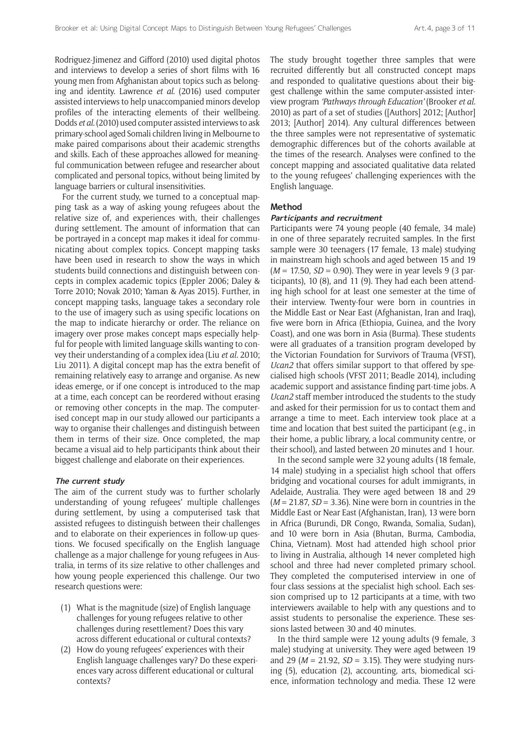Rodriguez-Jimenez and Gifford (2010) used digital photos and interviews to develop a series of short films with 16 young men from Afghanistan about topics such as belonging and identity. Lawrence *et al.* (2016) used computer assisted interviews to help unaccompanied minors develop profiles of the interacting elements of their wellbeing. Dodds *et al.* (2010) used computer assisted interviews to ask primary-school aged Somali children living in Melbourne to make paired comparisons about their academic strengths and skills. Each of these approaches allowed for meaningful communication between refugee and researcher about complicated and personal topics, without being limited by language barriers or cultural insensitivities.

For the current study, we turned to a conceptual mapping task as a way of asking young refugees about the relative size of, and experiences with, their challenges during settlement. The amount of information that can be portrayed in a concept map makes it ideal for communicating about complex topics. Concept mapping tasks have been used in research to show the ways in which students build connections and distinguish between concepts in complex academic topics (Eppler 2006; Daley & Torre 2010; Novak 2010; Yaman & Ayas 2015). Further, in concept mapping tasks, language takes a secondary role to the use of imagery such as using specific locations on the map to indicate hierarchy or order. The reliance on imagery over prose makes concept maps especially helpful for people with limited language skills wanting to convey their understanding of a complex idea (Liu *et al.* 2010; Liu 2011). A digital concept map has the extra benefit of remaining relatively easy to arrange and organise. As new ideas emerge, or if one concept is introduced to the map at a time, each concept can be reordered without erasing or removing other concepts in the map. The computerised concept map in our study allowed our participants a way to organise their challenges and distinguish between them in terms of their size. Once completed, the map became a visual aid to help participants think about their biggest challenge and elaborate on their experiences.

### The current study

The aim of the current study was to further scholarly understanding of young refugees' multiple challenges during settlement, by using a computerised task that assisted refugees to distinguish between their challenges and to elaborate on their experiences in follow-up questions. We focused specifically on the English language challenge as a major challenge for young refugees in Australia, in terms of its size relative to other challenges and how young people experienced this challenge. Our two research questions were:

(1) What is the magnitude (size) of English language challenges for young refugees relative to other challenges during resettlement? Does this vary across different educational or cultural contexts?
(2) How do young refugees' experiences with their English language challenges vary? Do these experiences vary across different educational or cultural contexts?

The study brought together three samples that were recruited differently but all constructed concept maps and responded to qualitative questions about their biggest challenge within the same computer-assisted interview program *'Pathways through Education'* (Brooker *et al.* 2010) as part of a set of studies ([Authors] 2012; [Author] 2013; [Author] 2014). Any cultural differences between the three samples were not representative of systematic demographic differences but of the cohorts available at the times of the research. Analyses were confined to the concept mapping and associated qualitative data related to the young refugees' challenging experiences with the English language.

## Method

### Participants and recruitment

Participants were 74 young people (40 female, 34 male) in one of three separately recruited samples. In the first sample were 30 teenagers (17 female, 13 male) studying in mainstream high schools and aged between 15 and 19 ($M$ = 17.50, $SD$ = 0.90). They were in year levels 9 (3 participants), 10 (8), and 11 (9). They had each been attending high school for at least one semester at the time of their interview. Twenty-four were born in countries in the Middle East or Near East (Afghanistan, Iran and Iraq), five were born in Africa (Ethiopia, Guinea, and the Ivory Coast), and one was born in Asia (Burma). These students were all graduates of a transition program developed by the Victorian Foundation for Survivors of Trauma (VFST), *Ucan2* that offers similar support to that offered by specialised high schools (VFST 2011; Beadle 2014), including academic support and assistance finding part-time jobs. A *Ucan2* staff member introduced the students to the study and asked for their permission for us to contact them and arrange a time to meet. Each interview took place at a time and location that best suited the participant (e.g., in their home, a public library, a local community centre, or their school), and lasted between 20 minutes and 1 hour.

In the second sample were 32 young adults (18 female, 14 male) studying in a specialist high school that offers bridging and vocational courses for adult immigrants, in Adelaide, Australia. They were aged between 18 and 29 ($M$ = 21.87, $SD$ = 3.36). Nine were born in countries in the Middle East or Near East (Afghanistan, Iran), 13 were born in Africa (Burundi, DR Congo, Rwanda, Somalia, Sudan), and 10 were born in Asia (Bhutan, Burma, Cambodia, China, Vietnam). Most had attended high school prior to living in Australia, although 14 never completed high school and three had never completed primary school. They completed the computerised interview in one of four class sessions at the specialist high school. Each session comprised up to 12 participants at a time, with two interviewers available to help with any questions and to assist students to personalise the experience. These sessions lasted between 30 and 40 minutes.

In the third sample were 12 young adults (9 female, 3 male) studying at university. They were aged between 19 and 29 ($M$ = 21.92, $SD$ = 3.15). They were studying nursing (5), education (2), accounting, arts, biomedical science, information technology and media. These 12 were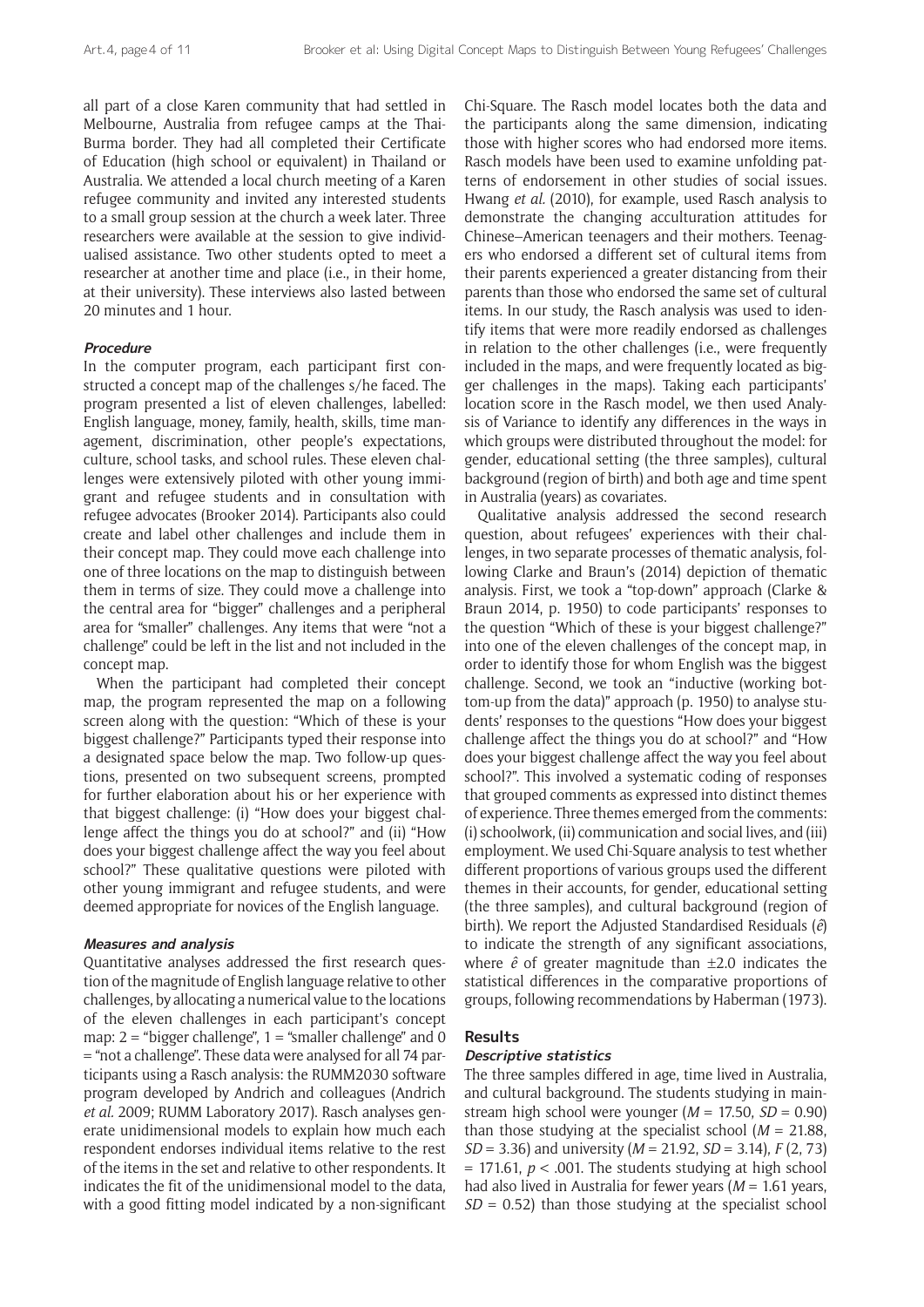all part of a close Karen community that had settled in Melbourne, Australia from refugee camps at the Thai-Burma border. They had all completed their Certificate of Education (high school or equivalent) in Thailand or Australia. We attended a local church meeting of a Karen refugee community and invited any interested students to a small group session at the church a week later. Three researchers were available at the session to give individualised assistance. Two other students opted to meet a researcher at another time and place (i.e., in their home, at their university). These interviews also lasted between 20 minutes and 1 hour.

### *Procedure*

In the computer program, each participant first constructed a concept map of the challenges s/he faced. The program presented a list of eleven challenges, labelled: English language, money, family, health, skills, time management, discrimination, other people's expectations, culture, school tasks, and school rules. These eleven challenges were extensively piloted with other young immigrant and refugee students and in consultation with refugee advocates (Brooker 2014). Participants also could create and label other challenges and include them in their concept map. They could move each challenge into one of three locations on the map to distinguish between them in terms of size. They could move a challenge into the central area for "bigger" challenges and a peripheral area for "smaller" challenges. Any items that were "not a challenge" could be left in the list and not included in the concept map.

When the participant had completed their concept map, the program represented the map on a following screen along with the question: "Which of these is your biggest challenge?" Participants typed their response into a designated space below the map. Two follow-up questions, presented on two subsequent screens, prompted for further elaboration about his or her experience with that biggest challenge: (i) "How does your biggest challenge affect the things you do at school?" and (ii) "How does your biggest challenge affect the way you feel about school?" These qualitative questions were piloted with other young immigrant and refugee students, and were deemed appropriate for novices of the English language.

### *Measures and analysis*

Quantitative analyses addressed the first research question of the magnitude of English language relative to other challenges, by allocating a numerical value to the locations of the eleven challenges in each participant's concept map: 2 = "bigger challenge", 1 = "smaller challenge" and 0 = "not a challenge". These data were analysed for all 74 participants using a Rasch analysis: the RUMM2030 software program developed by Andrich and colleagues (Andrich *et al.* 2009; RUMM Laboratory 2017). Rasch analyses generate unidimensional models to explain how much each respondent endorses individual items relative to the rest of the items in the set and relative to other respondents. It indicates the fit of the unidimensional model to the data, with a good fitting model indicated by a non-significant Chi-Square. The Rasch model locates both the data and the participants along the same dimension, indicating those with higher scores who had endorsed more items. Rasch models have been used to examine unfolding patterns of endorsement in other studies of social issues. Hwang *et al.* (2010), for example, used Rasch analysis to demonstrate the changing acculturation attitudes for Chinese–American teenagers and their mothers. Teenagers who endorsed a different set of cultural items from their parents experienced a greater distancing from their parents than those who endorsed the same set of cultural items. In our study, the Rasch analysis was used to identify items that were more readily endorsed as challenges in relation to the other challenges (i.e., were frequently included in the maps, and were frequently located as bigger challenges in the maps). Taking each participants' location score in the Rasch model, we then used Analysis of Variance to identify any differences in the ways in which groups were distributed throughout the model: for gender, educational setting (the three samples), cultural background (region of birth) and both age and time spent in Australia (years) as covariates.

Qualitative analysis addressed the second research question, about refugees' experiences with their challenges, in two separate processes of thematic analysis, following Clarke and Braun's (2014) depiction of thematic analysis. First, we took a "top-down" approach (Clarke & Braun 2014, p. 1950) to code participants' responses to the question "Which of these is your biggest challenge?" into one of the eleven challenges of the concept map, in order to identify those for whom English was the biggest challenge. Second, we took an "inductive (working bottom-up from the data)" approach (p. 1950) to analyse students' responses to the questions "How does your biggest challenge affect the things you do at school?" and "How does your biggest challenge affect the way you feel about school?". This involved a systematic coding of responses that grouped comments as expressed into distinct themes of experience. Three themes emerged from the comments: (i) schoolwork, (ii) communication and social lives, and (iii) employment. We used Chi-Square analysis to test whether different proportions of various groups used the different themes in their accounts, for gender, educational setting (the three samples), and cultural background (region of birth). We report the Adjusted Standardised Residuals ($\hat{e}$) to indicate the strength of any significant associations, where $\hat{e}$ of greater magnitude than ±2.0 indicates the statistical differences in the comparative proportions of groups, following recommendations by Haberman (1973).

## Results

### *Descriptive statistics*

The three samples differed in age, time lived in Australia, and cultural background. The students studying in mainstream high school were younger ($M$ = 17.50, $SD$ = 0.90) than those studying at the specialist school ($M$ = 21.88, $SD$ = 3.36) and university ($M$ = 21.92, $SD$ = 3.14), $F$ (2, 73) = 171.61, $p < .001$. The students studying at high school had also lived in Australia for fewer years ($M$ = 1.61 years, $SD$ = 0.52) than those studying at the specialist school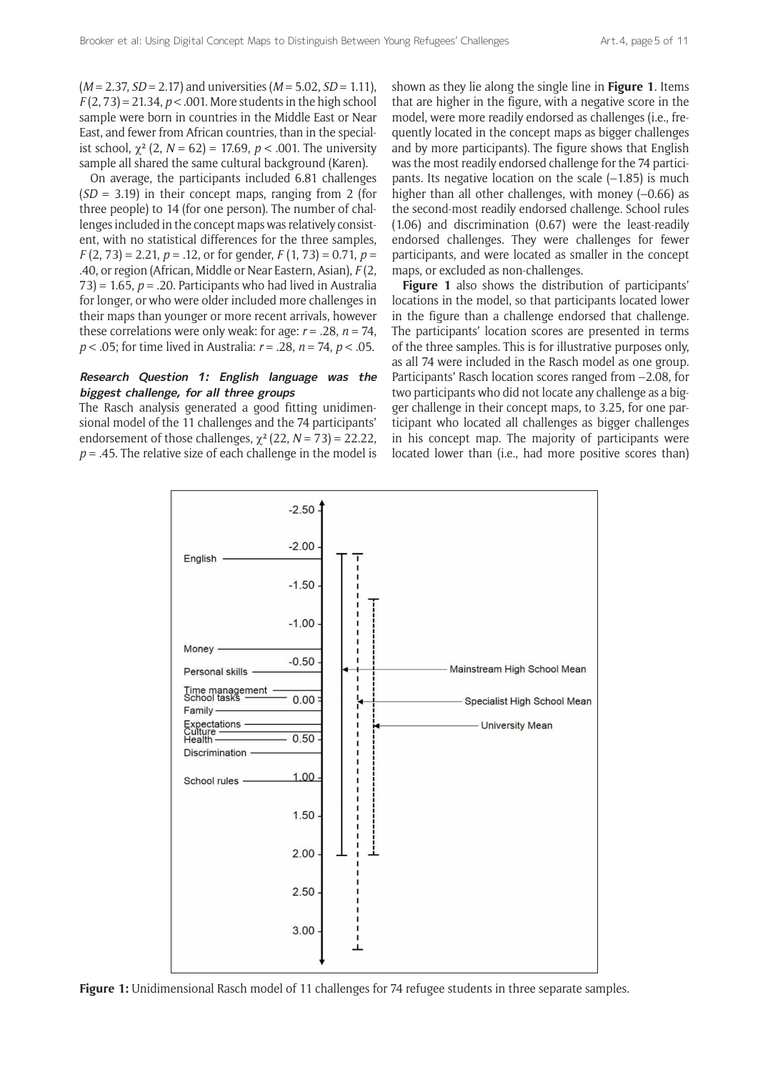($M = 2.37$, $SD = 2.17$) and universities ($M = 5.02$, $SD = 1.11$), $F(2, 73) = 21.34$, $p < .001$. More students in the high school sample were born in countries in the Middle East or Near East, and fewer from African countries, than in the specialist school, $\chi^2(2, N = 62) = 17.69$, $p < .001$. The university sample all shared the same cultural background (Karen).

On average, the participants included 6.81 challenges ($SD = 3.19$) in their concept maps, ranging from 2 (for three people) to 14 (for one person). The number of challenges included in the concept maps was relatively consistent, with no statistical differences for the three samples, $F(2, 73) = 2.21$, $p = .12$, or for gender, $F(1, 73) = 0.71$, $p = .40$, or region (African, Middle or Near Eastern, Asian), $F(2, 73) = 1.65$, $p = .20$. Participants who had lived in Australia for longer, or who were older included more challenges in their maps than younger or more recent arrivals, however these correlations were only weak: for age: $r = .28$, $n = 74$, $p < .05$; for time lived in Australia: $r = .28$, $n = 74$, $p < .05$.

### *Research Question 1: English language was the biggest challenge, for all three groups*

The Rasch analysis generated a good fitting unidimensional model of the 11 challenges and the 74 participants' endorsement of those challenges, $\chi^2(22, N = 73) = 22.22$, $p = .45$. The relative size of each challenge in the model is shown as they lie along the single line in **Figure 1**. Items that are higher in the figure, with a negative score in the model, were more readily endorsed as challenges (i.e., frequently located in the concept maps as bigger challenges and by more participants). The figure shows that English was the most readily endorsed challenge for the 74 participants. Its negative location on the scale (–1.85) is much higher than all other challenges, with money (–0.66) as the second-most readily endorsed challenge. School rules (1.06) and discrimination (0.67) were the least-readily endorsed challenges. They were challenges for fewer participants, and were located as smaller in the concept maps, or excluded as non-challenges.

**Figure 1** also shows the distribution of participants' locations in the model, so that participants located lower in the figure than a challenge endorsed that challenge. The participants' location scores are presented in terms of the three samples. This is for illustrative purposes only, as all 74 were included in the Rasch model as one group. Participants' Rasch location scores ranged from –2.08, for two participants who did not locate any challenge as a bigger challenge in their concept maps, to 3.25, for one participant who located all challenges as bigger challenges in his concept map. The majority of participants were located lower than (i.e., had more positive scores than)

**Figure 1:** Unidimensional Rasch model of 11 challenges for 74 refugee students in three separate samples.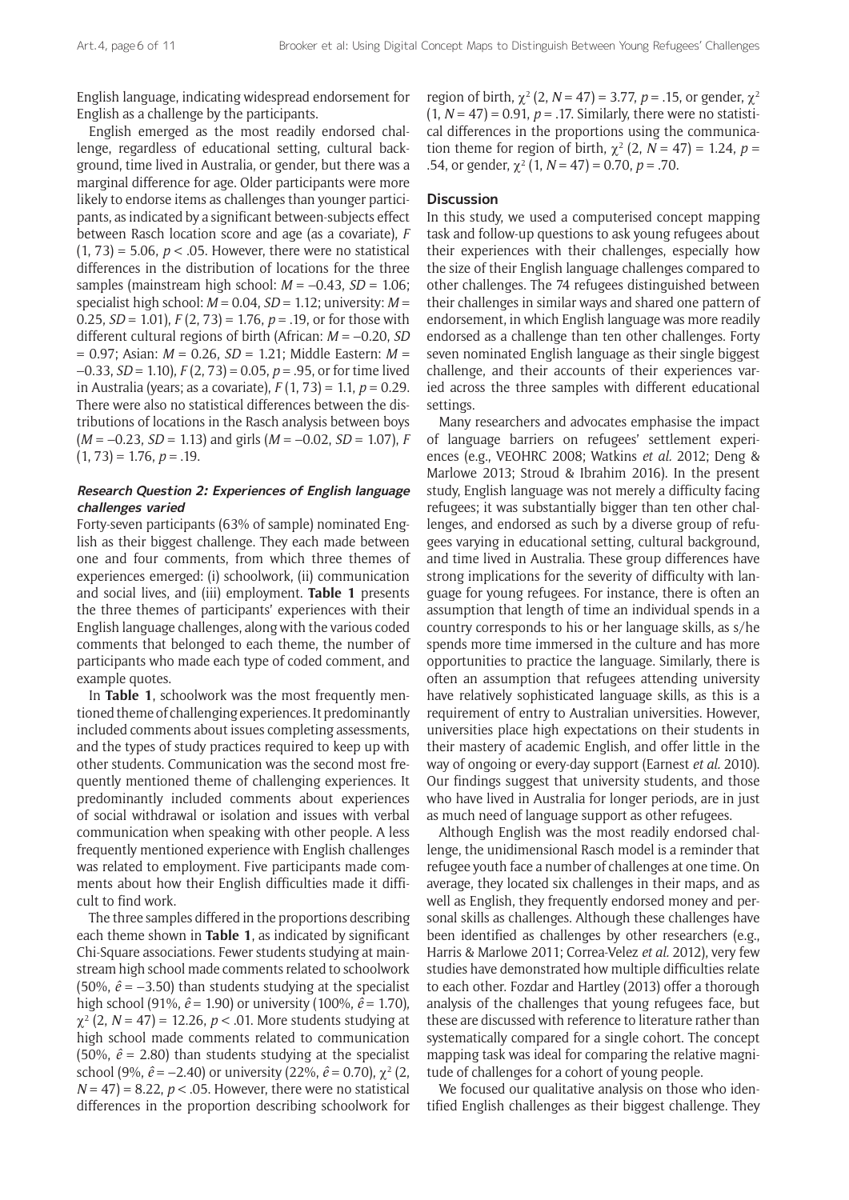English language, indicating widespread endorsement for English as a challenge by the participants.

English emerged as the most readily endorsed challenge, regardless of educational setting, cultural background, time lived in Australia, or gender, but there was a marginal difference for age. Older participants were more likely to endorse items as challenges than younger participants, as indicated by a significant between-subjects effect between Rasch location score and age (as a covariate), $F(1, 73) = 5.06$, $p < .05$. However, there were no statistical differences in the distribution of locations for the three samples (mainstream high school: $M = -0.43$, $SD = 1.06$; specialist high school: $M = 0.04$, $SD = 1.12$; university: $M = 0.25$, $SD = 1.01$), $F(2, 73) = 1.76$, $p = .19$, or for those with different cultural regions of birth (African: $M = -0.20$, $SD = 0.97$; Asian: $M = 0.26$, $SD = 1.21$; Middle Eastern: $M = -0.33$, $SD = 1.10$), $F(2, 73) = 0.05$, $p = .95$, or for time lived in Australia (years; as a covariate), $F(1, 73) = 1.1$, $p = 0.29$. There were also no statistical differences between the distributions of locations in the Rasch analysis between boys ($M = -0.23$, $SD = 1.13$) and girls ($M = -0.02$, $SD = 1.07$), $F(1, 73) = 1.76$, $p = .19$.

### Research Question 2: Experiences of English language challenges varied

Forty-seven participants (63% of sample) nominated English as their biggest challenge. They each made between one and four comments, from which three themes of experiences emerged: (i) schoolwork, (ii) communication and social lives, and (iii) employment. **Table 1** presents the three themes of participants' experiences with their English language challenges, along with the various coded comments that belonged to each theme, the number of participants who made each type of coded comment, and example quotes.

In **Table 1**, schoolwork was the most frequently mentioned theme of challenging experiences. It predominantly included comments about issues completing assessments, and the types of study practices required to keep up with other students. Communication was the second most frequently mentioned theme of challenging experiences. It predominantly included comments about experiences of social withdrawal or isolation and issues with verbal communication when speaking with other people. A less frequently mentioned experience with English challenges was related to employment. Five participants made comments about how their English difficulties made it difficult to find work.

The three samples differed in the proportions describing each theme shown in **Table 1**, as indicated by significant Chi-Square associations. Fewer students studying at mainstream high school made comments related to schoolwork (50%, $\hat{e} = -3.50$) than students studying at the specialist high school (91%, $\hat{e} = 1.90$) or university (100%, $\hat{e} = 1.70$), $\chi^2(2, N = 47) = 12.26$, $p < .01$. More students studying at high school made comments related to communication (50%, $\hat{e} = 2.80$) than students studying at the specialist school (9%, $\hat{e} = -2.40$) or university (22%, $\hat{e} = 0.70$), $\chi^2(2, N = 47) = 8.22$, $p < .05$. However, there were no statistical differences in the proportion describing schoolwork for region of birth, $\chi^2(2, N = 47) = 3.77$, $p = .15$, or gender, $\chi^2(1, N = 47) = 0.91$, $p = .17$. Similarly, there were no statistical differences in the proportions using the communication theme for region of birth, $\chi^2(2, N = 47) = 1.24$, $p = .54$, or gender, $\chi^2(1, N = 47) = 0.70$, $p = .70$.

## Discussion

In this study, we used a computerised concept mapping task and follow-up questions to ask young refugees about their experiences with their challenges, especially how the size of their English language challenges compared to other challenges. The 74 refugees distinguished between their challenges in similar ways and shared one pattern of endorsement, in which English language was more readily endorsed as a challenge than ten other challenges. Forty seven nominated English language as their single biggest challenge, and their accounts of their experiences varied across the three samples with different educational settings.

Many researchers and advocates emphasise the impact of language barriers on refugees' settlement experiences (e.g., VEOHRC 2008; Watkins *et al.* 2012; Deng & Marlowe 2013; Stroud & Ibrahim 2016). In the present study, English language was not merely a difficulty facing refugees; it was substantially bigger than ten other challenges, and endorsed as such by a diverse group of refugees varying in educational setting, cultural background, and time lived in Australia. These group differences have strong implications for the severity of difficulty with language for young refugees. For instance, there is often an assumption that length of time an individual spends in a country corresponds to his or her language skills, as s/he spends more time immersed in the culture and has more opportunities to practice the language. Similarly, there is often an assumption that refugees attending university have relatively sophisticated language skills, as this is a requirement of entry to Australian universities. However, universities place high expectations on their students in their mastery of academic English, and offer little in the way of ongoing or every-day support (Earnest *et al.* 2010). Our findings suggest that university students, and those who have lived in Australia for longer periods, are in just as much need of language support as other refugees.

Although English was the most readily endorsed challenge, the unidimensional Rasch model is a reminder that refugee youth face a number of challenges at one time. On average, they located six challenges in their maps, and as well as English, they frequently endorsed money and personal skills as challenges. Although these challenges have been identified as challenges by other researchers (e.g., Harris & Marlowe 2011; Correa-Velez *et al.* 2012), very few studies have demonstrated how multiple difficulties relate to each other. Fozdar and Hartley (2013) offer a thorough analysis of the challenges that young refugees face, but these are discussed with reference to literature rather than systematically compared for a single cohort. The concept mapping task was ideal for comparing the relative magnitude of challenges for a cohort of young people.

We focused our qualitative analysis on those who identified English challenges as their biggest challenge. They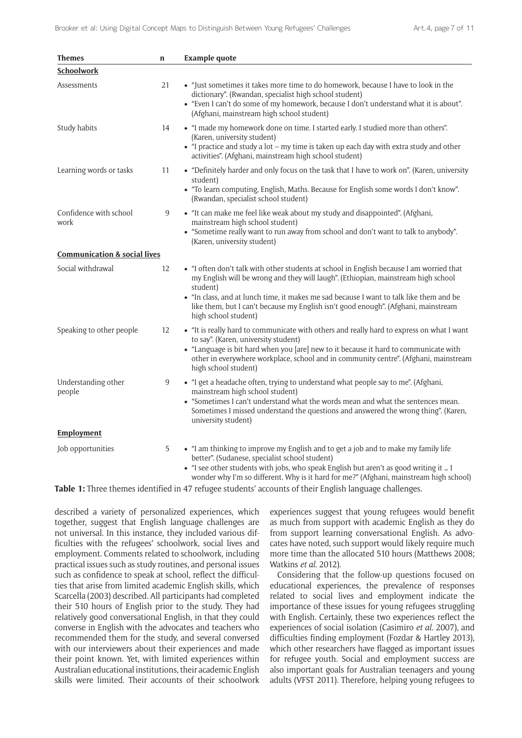| Themes | n | Example quote |
|---|---|---|
| **Schoolwork** | | |
| Assessments | 21 | • "Just sometimes it takes more time to do homework, because I have to look in the dictionary". (Rwandan, specialist high school student) • "Even I can't do some of my homework, because I don't understand what it is about". (Afghani, mainstream high school student) |
| Study habits | 14 | • "I made my homework done on time. I started early. I studied more than others". (Karen, university student) • "I practice and study a lot – my time is taken up each day with extra study and other activities". (Afghani, mainstream high school student) |
| Learning words or tasks | 11 | • "Definitely harder and only focus on the task that I have to work on". (Karen, university student) • "To learn computing, English, Maths. Because for English some words I don't know". (Rwandan, specialist school student) |
| Confidence with school work | 9 | • "It can make me feel like weak about my study and disappointed". (Afghani, mainstream high school student) • "Sometime really want to run away from school and don't want to talk to anybody". (Karen, university student) |
| **Communication & social lives** | | |
| Social withdrawal | 12 | • "I often don't talk with other students at school in English because I am worried that my English will be wrong and they will laugh". (Ethiopian, mainstream high school student) • "In class, and at lunch time, it makes me sad because I want to talk like them and be like them, but I can't because my English isn't good enough". (Afghani, mainstream high school student) |
| Speaking to other people | 12 | • "It is really hard to communicate with others and really hard to express on what I want to say". (Karen, university student) • "Language is bit hard when you [are] new to it because it hard to communicate with other in everywhere workplace, school and in community centre". (Afghani, mainstream high school student) |
| Understanding other people | 9 | • "I get a headache often, trying to understand what people say to me". (Afghani, mainstream high school student) • "Sometimes I can't understand what the words mean and what the sentences mean. Sometimes I missed understand the questions and answered the wrong thing". (Karen, university student) |
| **Employment** | | |
| Job opportunities | 5 | • "I am thinking to improve my English and to get a job and to make my family life better". (Sudanese, specialist school student) • "I see other students with jobs, who speak English but aren't as good writing it … I wonder why I'm so different. Why is it hard for me?" (Afghani, mainstream high school) |

**Table 1:** Three themes identified in 47 refugee students' accounts of their English language challenges.

described a variety of personalized experiences, which together, suggest that English language challenges are not universal. In this instance, they included various difficulties with the refugees' schoolwork, social lives and employment. Comments related to schoolwork, including practical issues such as study routines, and personal issues such as confidence to speak at school, reflect the difficulties that arise from limited academic English skills, which Scarcella (2003) described. All participants had completed their 510 hours of English prior to the study. They had relatively good conversational English, in that they could converse in English with the advocates and teachers who recommended them for the study, and several conversed with our interviewers about their experiences and made their point known. Yet, with limited experiences within Australian educational institutions, their academic English skills were limited. Their accounts of their schoolwork experiences suggest that young refugees would benefit as much from support with academic English as they do from support learning conversational English. As advocates have noted, such support would likely require much more time than the allocated 510 hours (Matthews 2008; Watkins *et al.* 2012).

Considering that the follow-up questions focused on educational experiences, the prevalence of responses related to social lives and employment indicate the importance of these issues for young refugees struggling with English. Certainly, these two experiences reflect the experiences of social isolation (Casimiro *et al.* 2007), and difficulties finding employment (Fozdar & Hartley 2013), which other researchers have flagged as important issues for refugee youth. Social and employment success are also important goals for Australian teenagers and young adults (VFST 2011). Therefore, helping young refugees to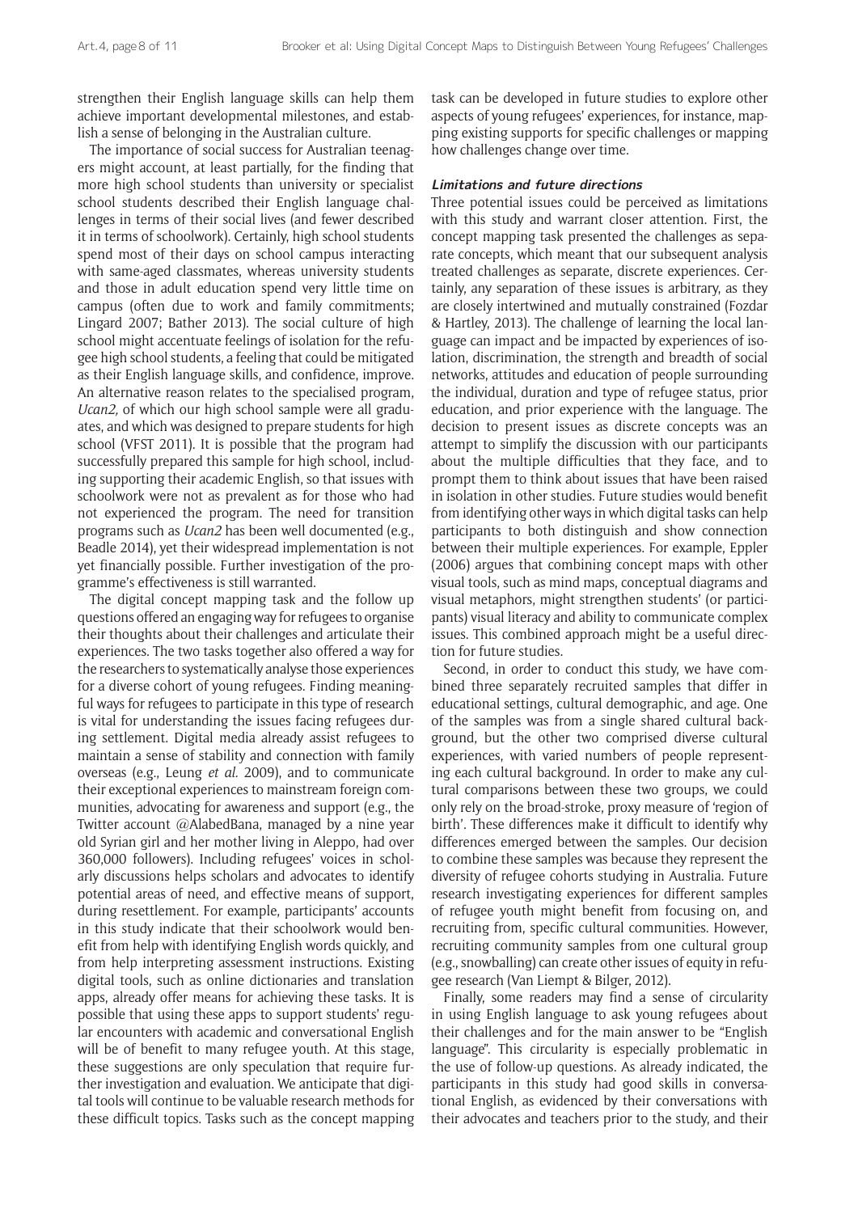strengthen their English language skills can help them achieve important developmental milestones, and establish a sense of belonging in the Australian culture.

The importance of social success for Australian teenagers might account, at least partially, for the finding that more high school students than university or specialist school students described their English language challenges in terms of their social lives (and fewer described it in terms of schoolwork). Certainly, high school students spend most of their days on school campus interacting with same-aged classmates, whereas university students and those in adult education spend very little time on campus (often due to work and family commitments; Lingard 2007; Bather 2013). The social culture of high school might accentuate feelings of isolation for the refugee high school students, a feeling that could be mitigated as their English language skills, and confidence, improve. An alternative reason relates to the specialised program, *Ucan2,* of which our high school sample were all graduates, and which was designed to prepare students for high school (VFST 2011). It is possible that the program had successfully prepared this sample for high school, including supporting their academic English, so that issues with schoolwork were not as prevalent as for those who had not experienced the program. The need for transition programs such as *Ucan2* has been well documented (e.g., Beadle 2014), yet their widespread implementation is not yet financially possible. Further investigation of the programme's effectiveness is still warranted.

The digital concept mapping task and the follow up questions offered an engaging way for refugees to organise their thoughts about their challenges and articulate their experiences. The two tasks together also offered a way for the researchers to systematically analyse those experiences for a diverse cohort of young refugees. Finding meaningful ways for refugees to participate in this type of research is vital for understanding the issues facing refugees during settlement. Digital media already assist refugees to maintain a sense of stability and connection with family overseas (e.g., Leung *et al.* 2009), and to communicate their exceptional experiences to mainstream foreign communities, advocating for awareness and support (e.g., the Twitter account @AlabedBana, managed by a nine year old Syrian girl and her mother living in Aleppo, had over 360,000 followers). Including refugees' voices in scholarly discussions helps scholars and advocates to identify potential areas of need, and effective means of support, during resettlement. For example, participants' accounts in this study indicate that their schoolwork would benefit from help with identifying English words quickly, and from help interpreting assessment instructions. Existing digital tools, such as online dictionaries and translation apps, already offer means for achieving these tasks. It is possible that using these apps to support students' regular encounters with academic and conversational English will be of benefit to many refugee youth. At this stage, these suggestions are only speculation that require further investigation and evaluation. We anticipate that digital tools will continue to be valuable research methods for these difficult topics. Tasks such as the concept mapping task can be developed in future studies to explore other aspects of young refugees' experiences, for instance, mapping existing supports for specific challenges or mapping how challenges change over time.

### Limitations and future directions

Three potential issues could be perceived as limitations with this study and warrant closer attention. First, the concept mapping task presented the challenges as separate concepts, which meant that our subsequent analysis treated challenges as separate, discrete experiences. Certainly, any separation of these issues is arbitrary, as they are closely intertwined and mutually constrained (Fozdar & Hartley, 2013). The challenge of learning the local language can impact and be impacted by experiences of isolation, discrimination, the strength and breadth of social networks, attitudes and education of people surrounding the individual, duration and type of refugee status, prior education, and prior experience with the language. The decision to present issues as discrete concepts was an attempt to simplify the discussion with our participants about the multiple difficulties that they face, and to prompt them to think about issues that have been raised in isolation in other studies. Future studies would benefit from identifying other ways in which digital tasks can help participants to both distinguish and show connection between their multiple experiences. For example, Eppler (2006) argues that combining concept maps with other visual tools, such as mind maps, conceptual diagrams and visual metaphors, might strengthen students' (or participants) visual literacy and ability to communicate complex issues. This combined approach might be a useful direction for future studies.

Second, in order to conduct this study, we have combined three separately recruited samples that differ in educational settings, cultural demographic, and age. One of the samples was from a single shared cultural background, but the other two comprised diverse cultural experiences, with varied numbers of people representing each cultural background. In order to make any cultural comparisons between these two groups, we could only rely on the broad-stroke, proxy measure of 'region of birth'. These differences make it difficult to identify why differences emerged between the samples. Our decision to combine these samples was because they represent the diversity of refugee cohorts studying in Australia. Future research investigating experiences for different samples of refugee youth might benefit from focusing on, and recruiting from, specific cultural communities. However, recruiting community samples from one cultural group (e.g., snowballing) can create other issues of equity in refugee research (Van Liempt & Bilger, 2012).

Finally, some readers may find a sense of circularity in using English language to ask young refugees about their challenges and for the main answer to be "English language". This circularity is especially problematic in the use of follow-up questions. As already indicated, the participants in this study had good skills in conversational English, as evidenced by their conversations with their advocates and teachers prior to the study, and their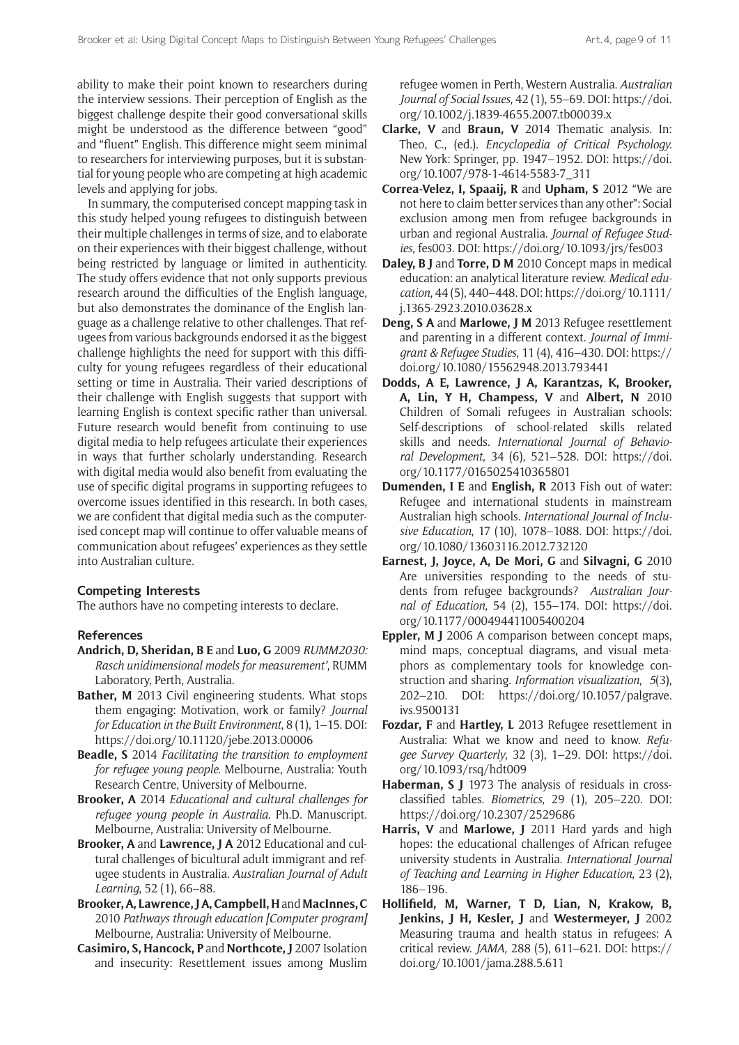ability to make their point known to researchers during the interview sessions. Their perception of English as the biggest challenge despite their good conversational skills might be understood as the difference between "good" and "fluent" English. This difference might seem minimal to researchers for interviewing purposes, but it is substantial for young people who are competing at high academic levels and applying for jobs.

In summary, the computerised concept mapping task in this study helped young refugees to distinguish between their multiple challenges in terms of size, and to elaborate on their experiences with their biggest challenge, without being restricted by language or limited in authenticity. The study offers evidence that not only supports previous research around the difficulties of the English language, but also demonstrates the dominance of the English language as a challenge relative to other challenges. That refugees from various backgrounds endorsed it as the biggest challenge highlights the need for support with this difficulty for young refugees regardless of their educational setting or time in Australia. Their varied descriptions of their challenge with English suggests that support with learning English is context specific rather than universal. Future research would benefit from continuing to use digital media to help refugees articulate their experiences in ways that further scholarly understanding. Research with digital media would also benefit from evaluating the use of specific digital programs in supporting refugees to overcome issues identified in this research. In both cases, we are confident that digital media such as the computerised concept map will continue to offer valuable means of communication about refugees' experiences as they settle into Australian culture.

## Competing Interests

The authors have no competing interests to declare.

## References

**Andrich, D, Sheridan, B E** and **Luo, G** 2009 *RUMM2030: Rasch unidimensional models for measurement'*, RUMM Laboratory, Perth, Australia.

**Bather, M** 2013 Civil engineering students. What stops them engaging: Motivation, work or family? *Journal for Education in the Built Environment*, 8 (1), 1–15. DOI: https://doi.org/10.11120/jebe.2013.00006

**Beadle, S** 2014 *Facilitating the transition to employment for refugee young people.* Melbourne, Australia: Youth Research Centre, University of Melbourne.

**Brooker, A** 2014 *Educational and cultural challenges for refugee young people in Australia.* Ph.D. Manuscript. Melbourne, Australia: University of Melbourne.

**Brooker, A** and **Lawrence, J A** 2012 Educational and cultural challenges of bicultural adult immigrant and refugee students in Australia. *Australian Journal of Adult Learning*, 52 (1), 66–88.

**Brooker, A, Lawrence, J A, Campbell, H** and **MacInnes, C** 2010 *Pathways through education [Computer program]* Melbourne, Australia: University of Melbourne.

**Casimiro, S, Hancock, P** and **Northcote, J** 2007 Isolation and insecurity: Resettlement issues among Muslim refugee women in Perth, Western Australia. *Australian Journal of Social Issues*, 42 (1), 55–69. DOI: https://doi.org/10.1002/j.1839-4655.2007.tb00039.x

**Clarke, V** and **Braun, V** 2014 Thematic analysis. In: Theo, C., (ed.). *Encyclopedia of Critical Psychology.* New York: Springer, pp. 1947–1952. DOI: https://doi.org/10.1007/978-1-4614-5583-7_311

**Correa-Velez, I, Spaaij, R** and **Upham, S** 2012 "We are not here to claim better services than any other": Social exclusion among men from refugee backgrounds in urban and regional Australia. *Journal of Refugee Studies*, fes003. DOI: https://doi.org/10.1093/jrs/fes003

**Daley, B J** and **Torre, D M** 2010 Concept maps in medical education: an analytical literature review. *Medical education*, 44 (5), 440–448. DOI: https://doi.org/10.1111/j.1365-2923.2010.03628.x

**Deng, S A** and **Marlowe, J M** 2013 Refugee resettlement and parenting in a different context. *Journal of Immigrant & Refugee Studies*, 11 (4), 416–430. DOI: https://doi.org/10.1080/15562948.2013.793441

**Dodds, A E, Lawrence, J A, Karantzas, K, Brooker, A, Lin, Y H, Champess, V** and **Albert, N** 2010 Children of Somali refugees in Australian schools: Self-descriptions of school-related skills related skills and needs. *International Journal of Behavioral Development*, 34 (6), 521–528. DOI: https://doi.org/10.1177/0165025410365801

**Dumenden, I E** and **English, R** 2013 Fish out of water: Refugee and international students in mainstream Australian high schools. *International Journal of Inclusive Education*, 17 (10), 1078–1088. DOI: https://doi.org/10.1080/13603116.2012.732120

**Earnest, J, Joyce, A, De Mori, G** and **Silvagni, G** 2010 Are universities responding to the needs of students from refugee backgrounds? *Australian Journal of Education*, 54 (2), 155–174. DOI: https://doi.org/10.1177/000494411005400204

**Eppler, M J** 2006 A comparison between concept maps, mind maps, conceptual diagrams, and visual metaphors as complementary tools for knowledge construction and sharing. *Information visualization*, *5*(3), 202–210. DOI: https://doi.org/10.1057/palgrave.ivs.9500131

**Fozdar, F** and **Hartley, L** 2013 Refugee resettlement in Australia: What we know and need to know. *Refugee Survey Quarterly*, 32 (3), 1–29. DOI: https://doi.org/10.1093/rsq/hdt009

**Haberman, S J** 1973 The analysis of residuals in cross-classified tables. *Biometrics*, 29 (1), 205–220. DOI: https://doi.org/10.2307/2529686

**Harris, V** and **Marlowe, J** 2011 Hard yards and high hopes: the educational challenges of African refugee university students in Australia. *International Journal of Teaching and Learning in Higher Education*, 23 (2), 186–196.

**Hollifield, M, Warner, T D, Lian, N, Krakow, B, Jenkins, J H, Kesler, J** and **Westermeyer, J** 2002 Measuring trauma and health status in refugees: A critical review. *JAMA*, 288 (5), 611–621. DOI: https://doi.org/10.1001/jama.288.5.611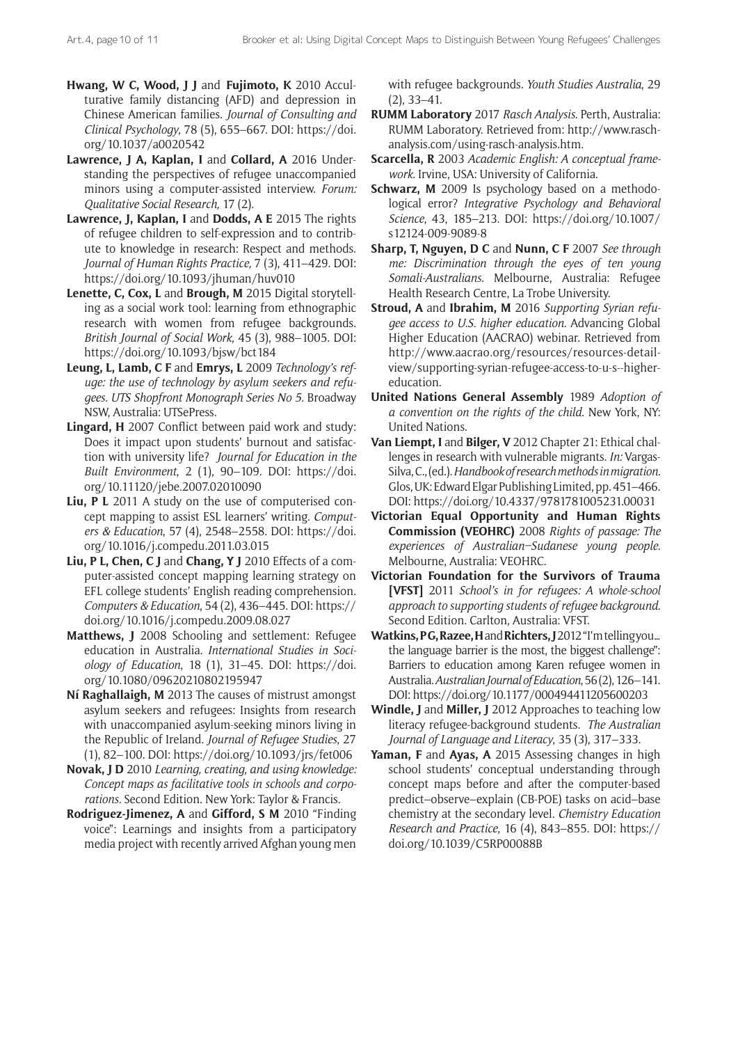**Hwang, W C, Wood, J J** and **Fujimoto, K** 2010 Acculturative family distancing (AFD) and depression in Chinese American families. *Journal of Consulting and Clinical Psychology*, 78 (5), 655–667. DOI: https://doi.org/10.1037/a0020542

**Lawrence, J A, Kaplan, I** and **Collard, A** 2016 Understanding the perspectives of refugee unaccompanied minors using a computer-assisted interview. *Forum: Qualitative Social Research,* 17 (2).

**Lawrence, J, Kaplan, I** and **Dodds, A E** 2015 The rights of refugee children to self-expression and to contribute to knowledge in research: Respect and methods. *Journal of Human Rights Practice,* 7 (3), 411–429. DOI: https://doi.org/10.1093/jhuman/huv010

**Lenette, C, Cox, L** and **Brough, M** 2015 Digital storytelling as a social work tool: learning from ethnographic research with women from refugee backgrounds. *British Journal of Social Work*, 45 (3), 988–1005. DOI: https://doi.org/10.1093/bjsw/bct184

**Leung, L, Lamb, C F** and **Emrys, L** 2009 *Technology's refuge: the use of technology by asylum seekers and refugees. UTS Shopfront Monograph Series No 5.* Broadway NSW, Australia: UTSePress.

**Lingard, H** 2007 Conflict between paid work and study: Does it impact upon students' burnout and satisfaction with university life? *Journal for Education in the Built Environment*, 2 (1), 90–109. DOI: https://doi.org/10.11120/jebe.2007.02010090

**Liu, P L** 2011 A study on the use of computerised concept mapping to assist ESL learners' writing. *Computers & Education*, 57 (4), 2548–2558. DOI: https://doi.org/10.1016/j.compedu.2011.03.015

**Liu, P L, Chen, C J** and **Chang, Y J** 2010 Effects of a computer-assisted concept mapping learning strategy on EFL college students' English reading comprehension. *Computers & Education*, 54 (2), 436–445. DOI: https://doi.org/10.1016/j.compedu.2009.08.027

**Matthews, J** 2008 Schooling and settlement: Refugee education in Australia. *International Studies in Sociology of Education*, 18 (1), 31–45. DOI: https://doi.org/10.1080/09620210802195947

**Ní Raghallaigh, M** 2013 The causes of mistrust amongst asylum seekers and refugees: Insights from research with unaccompanied asylum-seeking minors living in the Republic of Ireland. *Journal of Refugee Studies*, 27 (1), 82–100. DOI: https://doi.org/10.1093/jrs/fet006

**Novak, J D** 2010 *Learning, creating, and using knowledge: Concept maps as facilitative tools in schools and corporations.* Second Edition. New York: Taylor & Francis.

**Rodriguez-Jimenez, A** and **Gifford, S M** 2010 "Finding voice": Learnings and insights from a participatory media project with recently arrived Afghan young men with refugee backgrounds. *Youth Studies Australia*, 29 (2), 33–41.

**RUMM Laboratory** 2017 *Rasch Analysis.* Perth, Australia: RUMM Laboratory. Retrieved from: http://www.rasch-analysis.com/using-rasch-analysis.htm.

**Scarcella, R** 2003 *Academic English: A conceptual framework.* Irvine, USA: University of California.

**Schwarz, M** 2009 Is psychology based on a methodological error? *Integrative Psychology and Behavioral Science*, 43, 185–213. DOI: https://doi.org/10.1007/s12124-009-9089-8

**Sharp, T, Nguyen, D C** and **Nunn, C F** 2007 *See through me: Discrimination through the eyes of ten young Somali-Australians.* Melbourne, Australia: Refugee Health Research Centre, La Trobe University.

**Stroud, A** and **Ibrahim, M** 2016 *Supporting Syrian refugee access to U.S. higher education.* Advancing Global Higher Education (AACRAO) webinar. Retrieved from http://www.aacrao.org/resources/resources-detail-view/supporting-syrian-refugee-access-to-u-s--higher-education.

**United Nations General Assembly** 1989 *Adoption of a convention on the rights of the child.* New York, NY: United Nations.

**Van Liempt, I** and **Bilger, V** 2012 Chapter 21: Ethical challenges in research with vulnerable migrants. *In:* Vargas-Silva, C., (ed.). *Handbook of research methods in migration.* Glos, UK: Edward Elgar Publishing Limited, pp. 451–466. DOI: https://doi.org/10.4337/9781781005231.00031

**Victorian Equal Opportunity and Human Rights Commission (VEOHRC)** 2008 *Rights of passage: The experiences of Australian–Sudanese young people.* Melbourne, Australia: VEOHRC.

**Victorian Foundation for the Survivors of Trauma [VFST]** 2011 *School's in for refugees: A whole-school approach to supporting students of refugee background.* Second Edition. Carlton, Australia: VFST.

**Watkins, P G, Razee, H** and **Richters, J** 2012 "I'm telling you… the language barrier is the most, the biggest challenge": Barriers to education among Karen refugee women in Australia. *Australian Journal of Education*, 56 (2), 126–141. DOI: https://doi.org/10.1177/000494411205600203

**Windle, J** and **Miller, J** 2012 Approaches to teaching low literacy refugee-background students. *The Australian Journal of Language and Literacy*, 35 (3), 317–333.

**Yaman, F** and **Ayas, A** 2015 Assessing changes in high school students' conceptual understanding through concept maps before and after the computer-based predict–observe–explain (CB-POE) tasks on acid–base chemistry at the secondary level. *Chemistry Education Research and Practice*, 16 (4), 843–855. DOI: https://doi.org/10.1039/C5RP00088B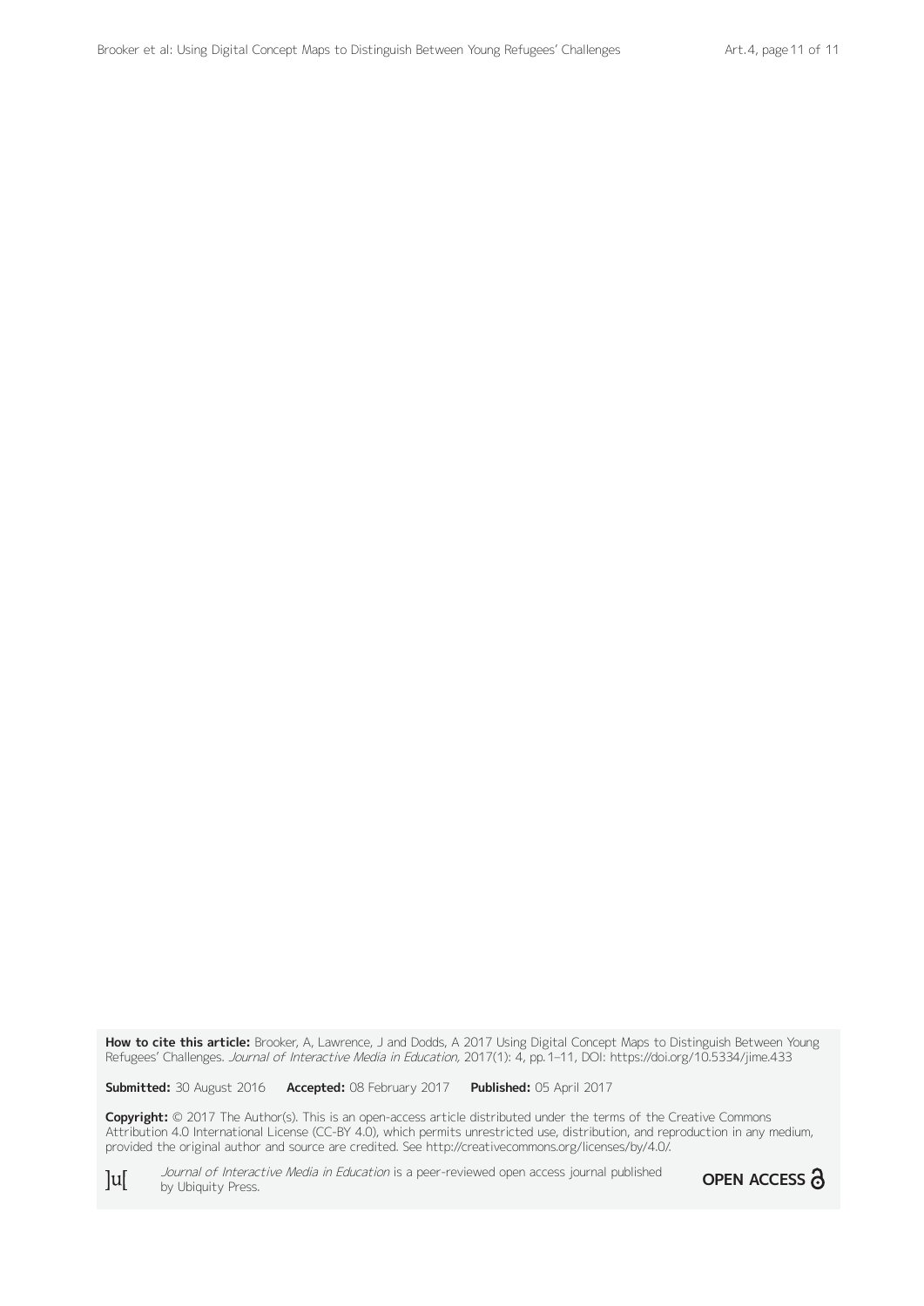**How to cite this article:** Brooker, A, Lawrence, J and Dodds, A 2017 Using Digital Concept Maps to Distinguish Between Young Refugees' Challenges. *Journal of Interactive Media in Education,* 2017(1): 4, pp. 1–11, DOI: https://doi.org/10.5334/jime.433

**Submitted:** 30 August 2016 **Accepted:** 08 February 2017 **Published:** 05 April 2017

**Copyright:** © 2017 The Author(s). This is an open-access article distributed under the terms of the Creative Commons Attribution 4.0 International License (CC-BY 4.0), which permits unrestricted use, distribution, and reproduction in any medium, provided the original author and source are credited. See http://creativecommons.org/licenses/by/4.0/.

]u[ *Journal of Interactive Media in Education* is a peer-reviewed open access journal published by Ubiquity Press.

**OPEN ACCESS**